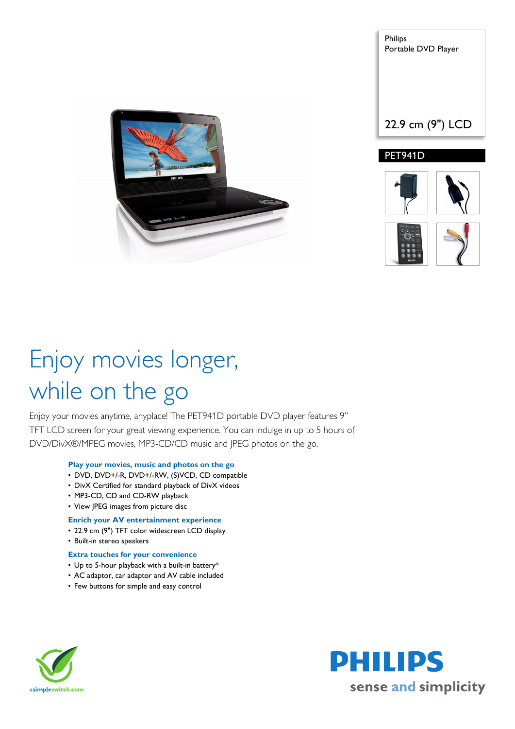Philips
Portable DVD Player

22.9 cm (9") LCD

PET941D

# Enjoy movies longer, while on the go

Enjoy your movies anytime, anyplace! The PET941D portable DVD player features 9" TFT LCD screen for your great viewing experience. You can indulge in up to 5 hours of DVD/DivX®/MPEG movies, MP3-CD/CD music and JPEG photos on the go.

### Play your movies, music and photos on the go

- DVD, DVD+/-R, DVD+/-RW, (S)VCD, CD compatible
- DivX Certified for standard playback of DivX videos
- MP3-CD, CD and CD-RW playback
- View JPEG images from picture disc

### Enrich your AV entertainment experience

- 22.9 cm (9") TFT color widescreen LCD display
- Built-in stereo speakers

### Extra touches for your convenience

- Up to 5-hour playback with a built-in battery*
- AC adaptor, car adaptor and AV cable included
- Few buttons for simple and easy control

asimpleswitch.com

PHILIPS
sense and simplicity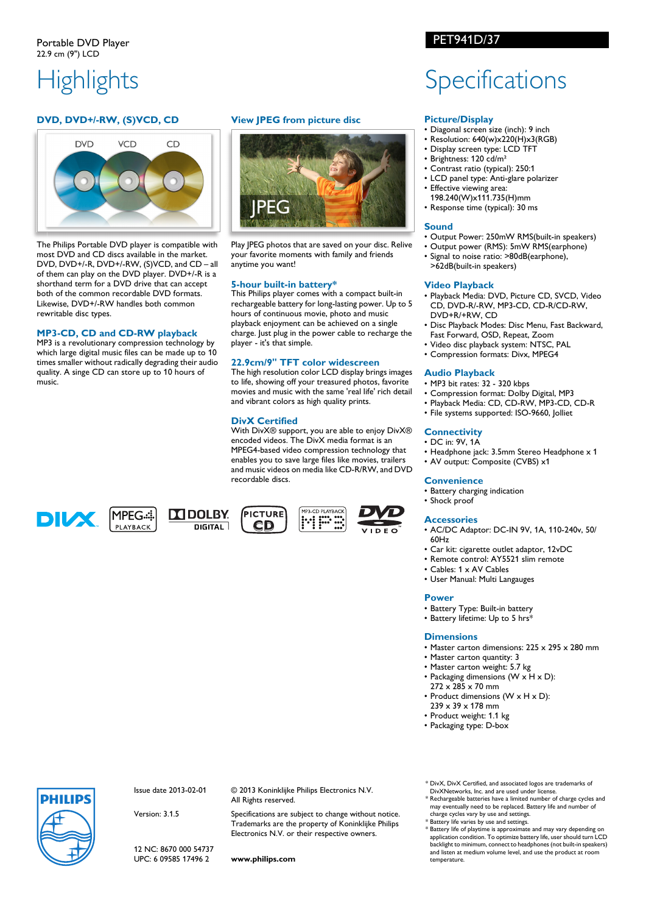Portable DVD Player
22.9 cm (9") LCD

PET941D/37

# Highlights

## DVD, DVD+/-RW, (S)VCD, CD

DVD VCD CD

The Philips Portable DVD player is compatible with most DVD and CD discs available in the market. DVD, DVD+/-R, DVD+/-RW, (S)VCD, and CD – all of them can play on the DVD player. DVD+/-R is a shorthand term for a DVD drive that can accept both of the common recordable DVD formats. Likewise, DVD+/-RW handles both common rewritable disc types.

## MP3-CD, CD and CD-RW playback

MP3 is a revolutionary compression technology by which large digital music files can be made up to 10 times smaller without radically degrading their audio quality. A singe CD can store up to 10 hours of music.

## View JPEG from picture disc

JPEG

Play JPEG photos that are saved on your disc. Relive your favorite moments with family and friends anytime you want!

## 5-hour built-in battery*

This Philips player comes with a compact built-in rechargeable battery for long-lasting power. Up to 5 hours of continuous movie, photo and music playback enjoyment can be achieved on a single charge. Just plug in the power cable to recharge the player - it's that simple.

## 22.9cm/9" TFT color widescreen

The high resolution color LCD display brings images to life, showing off your treasured photos, favorite movies and music with the same 'real life' rich detail and vibrant colors as high quality prints.

## DivX Certified

With DivX® support, you are able to enjoy DivX® encoded videos. The DivX media format is an MPEG4-based video compression technology that enables you to save large files like movies, trailers and music videos on media like CD-R/RW, and DVD recordable discs.

# Specifications

## Picture/Display

- Diagonal screen size (inch): 9 inch
- Resolution: 640(w)x220(H)x3(RGB)
- Display screen type: LCD TFT
- Brightness: 120 cd/m²
- Contrast ratio (typical): 250:1
- LCD panel type: Anti-glare polarizer
- Effective viewing area: 198.240(W)x111.735(H)mm
- Response time (typical): 30 ms

## Sound

- Output Power: 250mW RMS(built-in speakers)
- Output power (RMS): 5mW RMS(earphone)
- Signal to noise ratio: >80dB(earphone), >62dB(built-in speakers)

## Video Playback

- Playback Media: DVD, Picture CD, SVCD, Video CD, DVD-R/-RW, MP3-CD, CD-R/CD-RW, DVD+R/+RW, CD
- Disc Playback Modes: Disc Menu, Fast Backward, Fast Forward, OSD, Repeat, Zoom
- Video disc playback system: NTSC, PAL
- Compression formats: Divx, MPEG4

## Audio Playback

- MP3 bit rates: 32 - 320 kbps
- Compression format: Dolby Digital, MP3
- Playback Media: CD, CD-RW, MP3-CD, CD-R
- File systems supported: ISO-9660, Jolliet

## Connectivity

- DC in: 9V, 1A
- Headphone jack: 3.5mm Stereo Headphone x 1
- AV output: Composite (CVBS) x1

## Convenience

- Battery charging indication
- Shock proof

## Accessories

- AC/DC Adaptor: DC-IN 9V, 1A, 110-240v, 50/60Hz
- Car kit: cigarette outlet adaptor, 12vDC
- Remote control: AY5521 slim remote
- Cables: 1 x AV Cables
- User Manual: Multi Langauges

## Power

- Battery Type: Built-in battery
- Battery lifetime: Up to 5 hrs*

## Dimensions

- Master carton dimensions: 225 x 295 x 280 mm
- Master carton quantity: 3
- Master carton weight: 5.7 kg
- Packaging dimensions (W x H x D): 272 x 285 x 70 mm
- Product dimensions (W x H x D): 239 x 39 x 178 mm
- Product weight: 1.1 kg
- Packaging type: D-box

Issue date 2013-02-01

Version: 3.1.5

12 NC: 8670 000 54737
UPC: 6 09585 17496 2

© 2013 Koninklijke Philips Electronics N.V.
All Rights reserved.

Specifications are subject to change without notice. Trademarks are the property of Koninklijke Philips Electronics N.V. or their respective owners.

www.philips.com

* DivX, DivX Certified, and associated logos are trademarks of DivXNetworks, Inc. and are used under license.
* Rechargeable batteries have a limited number of charge cycles and may eventually need to be replaced. Battery life and number of charge cycles vary by use and settings.
* Battery life varies by use and settings.
* Battery life of playtime is approximate and may vary depending on application condition. To optimize battery life, user should turn LCD backlight to minimum, connect to headphones (not built-in speakers) and listen at medium volume level, and use the product at room temperature.